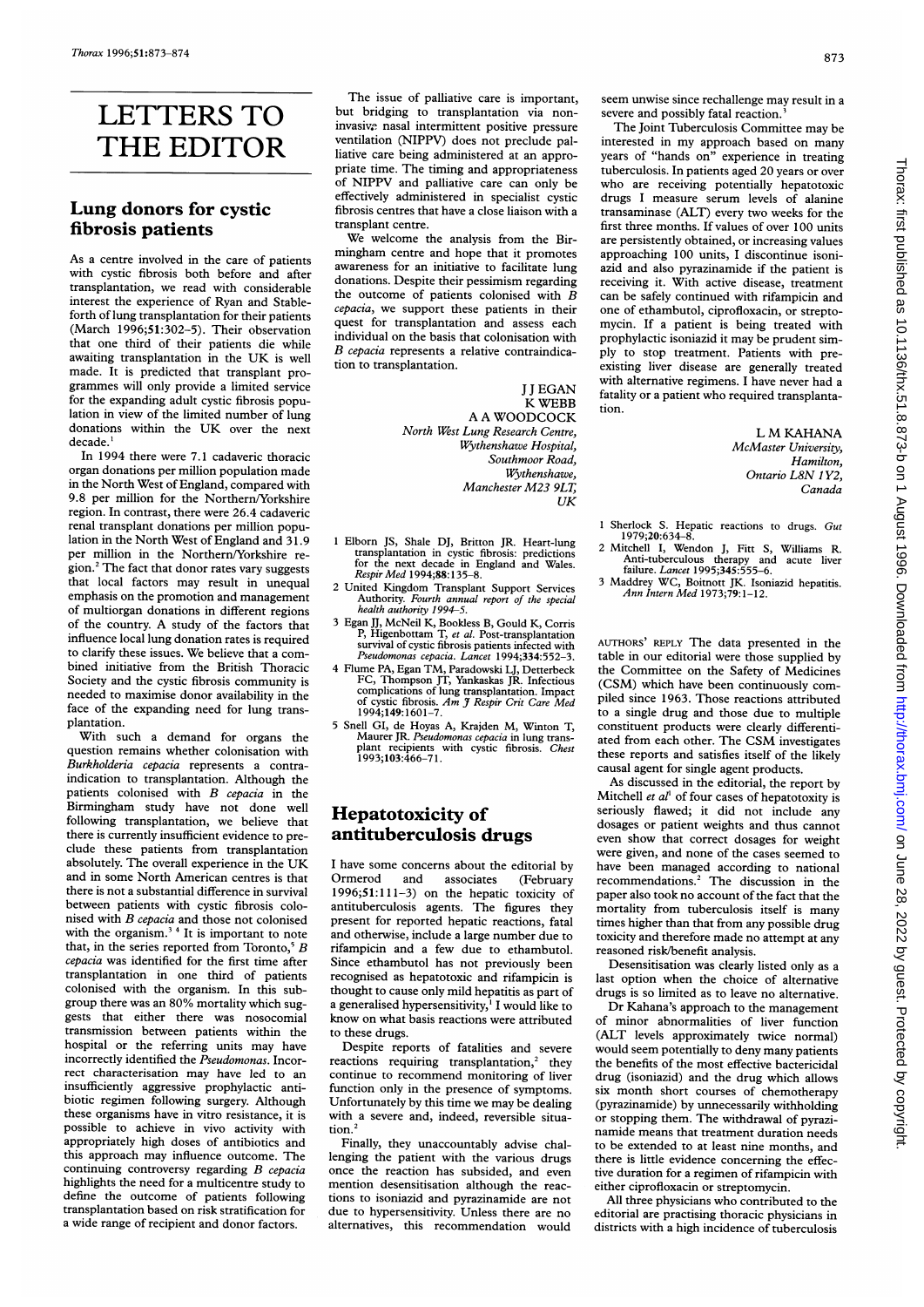# LETTERS TO THE EDITOR

## Lung donors for cystic fibrosis patients

As a centre involved in the care of patients with cystic fibrosis both before and after transplantation, we read with considerable interest the experience of Ryan and Stableforth of lung transplantation for their patients (March 1996;51:302–5). Their observation that one third of their patients die while awaiting transplantation in the UK is well made. It is predicted that transplant programmes will only provide a limited service for the expanding adult cystic fibrosis population in view of the limited number of lung donations within the UK over the next decade.[1]

In 1994 there were 7.1 cadaveric thoracic organ donations per million population made in the North West of England, compared with 9.8 per million for the Northern/Yorkshire region. In contrast, there were 26.4 cadaveric renal transplant donations per million population in the North West of England and 31.9 per million in the Northern/Yorkshire region.[2] The fact that donor rates vary suggests that local factors may result in unequal emphasis on the promotion and management of multiorgan donations in different regions of the country. A study of the factors that influence local lung donation rates is required to clarify these issues. We believe that a combined initiative from the British Thoracic Society and the cystic fibrosis community is needed to maximise donor availability in the face of the expanding need for lung transplantation.

With such a demand for organs the question remains whether colonisation with *Burkholderia cepacia* represents a contraindication to transplantation. Although the patients colonised with *B cepacia* in the Birmingham study have not done well following transplantation, we believe that there is currently insufficient evidence to preclude these patients from transplantation absolutely. The overall experience in the UK and in some North American centres is that there is not a substantial difference in survival between patients with cystic fibrosis colonised with *B cepacia* and those not colonised with the organism.[3 4] It is important to note that, in the series reported from Toronto,[5] *B cepacia* was identified for the first time after transplantation in one third of patients colonised with the organism. In this subgroup there was an 80% mortality which suggests that either there was nosocomial transmission between patients within the hospital or the referring units may have incorrectly identified the *Pseudomonas*. Incorrect characterisation may have led to an insufficiently aggressive prophylactic antibiotic regimen following surgery. Although these organisms have in vitro resistance, it is possible to achieve in vivo activity with appropriately high doses of antibiotics and this approach may influence outcome. The continuing controversy regarding *B cepacia* highlights the need for a multicentre study to define the outcome of patients following transplantation based on risk stratification for a wide range of recipient and donor factors.

The issue of palliative care is important, but bridging to transplantation via non-invasive nasal intermittent positive pressure ventilation (NIPPV) does not preclude palliative care being administered at an appropriate time. The timing and appropriateness of NIPPV and palliative care can only be effectively administered in specialist cystic fibrosis centres that have a close liaison with a transplant centre.

We welcome the analysis from the Birmingham centre and hope that it promotes awareness for an initiative to facilitate lung donations. Despite their pessimism regarding the outcome of patients colonised with *B cepacia*, we support these patients in their quest for transplantation and assess each individual on the basis that colonisation with *B cepacia* represents a relative contraindication to transplantation.

J J EGAN
K WEBB
A A WOODCOCK
*North West Lung Research Centre, Wythenshawe Hospital, Southmoor Road, Wythenshawe, Manchester M23 9LT, UK*

1 Elborn JS, Shale DJ, Britton JR. Heart-lung transplantation in cystic fibrosis: predictions for the next decade in England and Wales. *Respir Med* 1994;88:135–8.
2 United Kingdom Transplant Support Services Authority. *Fourth annual report of the special health authority 1994–5*.
3 Egan JJ, McNeil K, Bookless B, Gould K, Corris P, Higenbottam T, *et al*. Post-transplantation survival of cystic fibrosis patients infected with *Pseudomonas cepacia*. *Lancet* 1994;334:552–3.
4 Flume PA, Egan TM, Paradowski LJ, Detterbeck FC, Thompson JT, Yankaskas JR. Infectious complications of lung transplantation. Impact of cystic fibrosis. *Am J Respir Crit Care Med* 1994;149:1601–7.
5 Snell GI, de Hoyas A, Krajden M, Winton T, Maurer JR. *Pseudomonas cepacia* in lung transplant recipients with cystic fibrosis. *Chest* 1993;103:466–71.

## Hepatotoxicity of antituberculosis drugs

I have some concerns about the editorial by Ormerod and associates (February 1996;51:111–3) on the hepatic toxicity of antituberculosis agents. The figures they present for reported hepatic reactions, fatal and otherwise, include a large number due to rifampicin and a few due to ethambutol. Since ethambutol has not previously been recognised as hepatotoxic and rifampicin is thought to cause only mild hepatitis as part of a generalised hypersensitivity,[1] I would like to know on what basis reactions were attributed to these drugs.

Despite reports of fatalities and severe reactions requiring transplantation,[2] they continue to recommend monitoring of liver function only in the presence of symptoms. Unfortunately by this time we may be dealing with a severe and, indeed, reversible situation.[2]

Finally, they unaccountably advise challenging the patient with the various drugs once the reaction has subsided, and even mention desensitisation although the reactions to isoniazid and pyrazinamide are not due to hypersensitivity. Unless there are no alternatives, this recommendation would seem unwise since rechallenge may result in a severe and possibly fatal reaction.[3]

The Joint Tuberculosis Committee may be interested in my approach based on many years of "hands on" experience in treating tuberculosis. In patients aged 20 years or over who are receiving potentially hepatotoxic drugs I measure serum levels of alanine transaminase (ALT) every two weeks for the first three months. If values of over 100 units are persistently obtained, or increasing values approaching 100 units, I discontinue isoniazid and also pyrazinamide if the patient is receiving it. With active disease, treatment can be safely continued with rifampicin and one of ethambutol, ciprofloxacin, or streptomycin. If a patient is being treated with prophylactic isoniazid it may be prudent simply to stop treatment. Patients with pre-existing liver disease are generally treated with alternative regimens. I have never had a fatality or a patient who required transplantation.

L M KAHANA
*McMaster University, Hamilton, Ontario L8N 1Y2, Canada*

1 Sherlock S. Hepatic reactions to drugs. *Gut* 1979;20:634–8.
2 Mitchell I, Wendon J, Fitt S, Williams R. Anti-tuberculous therapy and acute liver failure. *Lancet* 1995;345:555–6.
3 Maddrey WC, Boitnott JK. Isoniazid hepatitis. *Ann Intern Med* 1973;79:1–12.

AUTHORS' REPLY The data presented in the table in our editorial were those supplied by the Committee on the Safety of Medicines (CSM) which have been continuously compiled since 1963. Those reactions attributed to a single drug and those due to multiple constituent products were clearly differentiated from each other. The CSM investigates these reports and satisfies itself of the likely causal agent for single agent products.

As discussed in the editorial, the report by Mitchell *et al*[1] of four cases of hepatotoxity is seriously flawed; it did not include any dosages or patient weights and thus cannot even show that correct dosages for weight were given, and none of the cases seemed to have been managed according to national recommendations.[2] The discussion in the paper also took no account of the fact that the mortality from tuberculosis itself is many times higher than that from any possible drug toxicity and therefore made no attempt at any reasoned risk/benefit analysis.

Desensitisation was clearly listed only as a last option when the choice of alternative drugs is so limited as to leave no alternative.

Dr Kahana's approach to the management of minor abnormalities of liver function (ALT levels approximately twice normal) would seem potentially to deny many patients the benefits of the most effective bactericidal drug (isoniazid) and the drug which allows six month short courses of chemotherapy (pyrazinamide) by unnecessarily withholding or stopping them. The withdrawal of pyrazinamide means that treatment duration needs to be extended to at least nine months, and there is little evidence concerning the effective duration for a regimen of rifampicin with either ciprofloxacin or streptomycin.

All three physicians who contributed to the editorial are practising thoracic physicians in districts with a high incidence of tuberculosis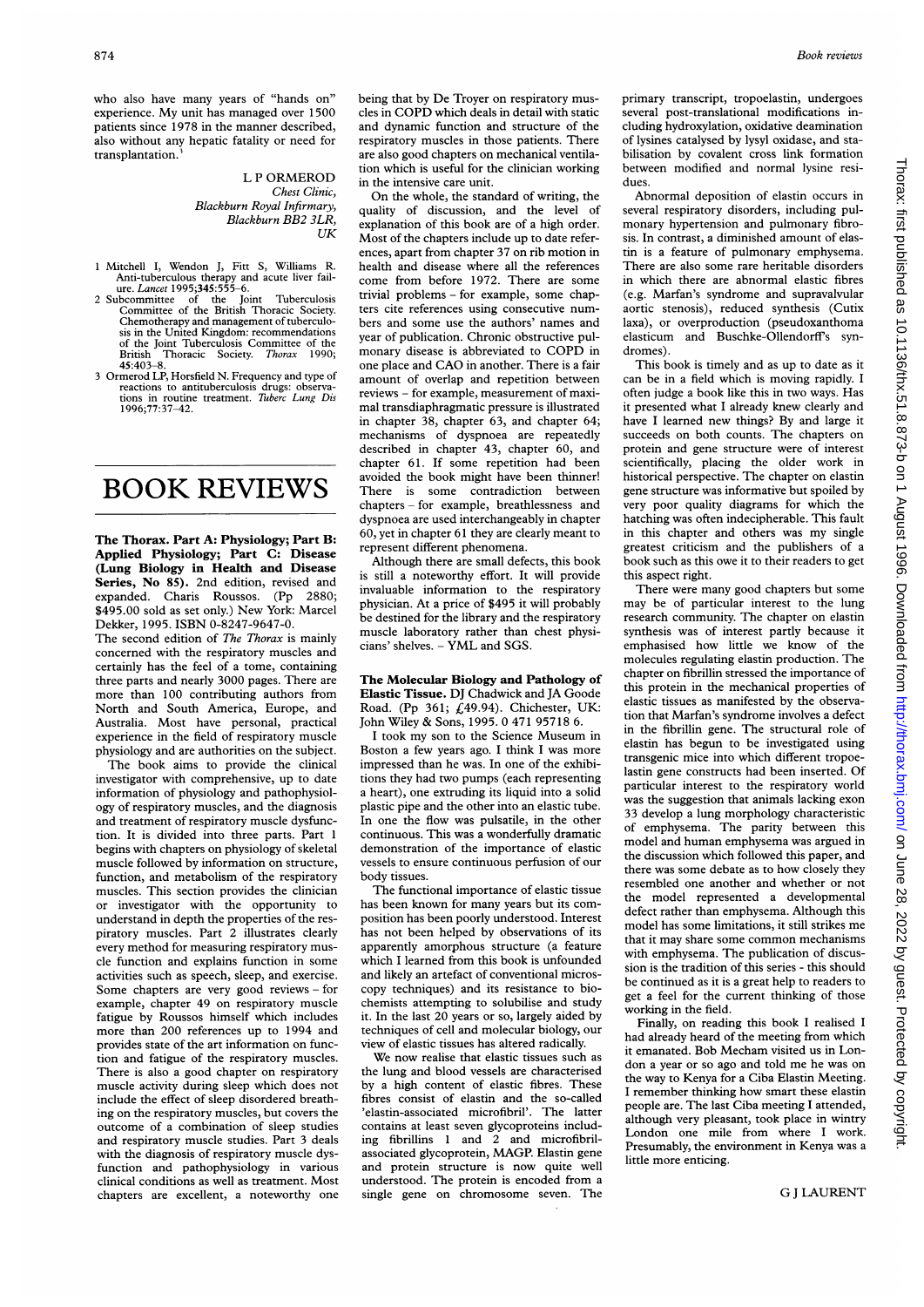who also have many years of "hands on" experience. My unit has managed over 1500 patients since 1978 in the manner described, also without any hepatic fatality or need for transplantation.[3]

L P ORMEROD
*Chest Clinic,*
*Blackburn Royal Infirmary,*
*Blackburn BB2 3LR,*
*UK*

1 Mitchell I, Wendon J, Fitt S, Williams R. Anti-tuberculous therapy and acute liver failure. *Lancet* 1995;**345**:555–6.
2 Subcommittee of the Joint Tuberculosis Committee of the British Thoracic Society. Chemotherapy and management of tuberculosis in the United Kingdom: recommendations of the Joint Tuberculosis Committee of the British Thoracic Society. *Thorax* 1990; **45**:403–8.
3 Ormerod LP, Horsfield N. Frequency and type of reactions to antituberculosis drugs: observations in routine treatment. *Tuberc Lung Dis* 1996;**77**:37–42.

# BOOK REVIEWS

**The Thorax. Part A: Physiology; Part B: Applied Physiology; Part C: Disease (Lung Biology in Health and Disease Series, No 85).** 2nd edition, revised and expanded. Charis Roussos. (Pp 2880; $495.00 sold as set only.) New York: Marcel Dekker, 1995. ISBN 0-8247-9647-0.

The second edition of *The Thorax* is mainly concerned with the respiratory muscles and certainly has the feel of a tome, containing three parts and nearly 3000 pages. There are more than 100 contributing authors from North and South America, Europe, and Australia. Most have personal, practical experience in the field of respiratory muscle physiology and are authorities on the subject.

The book aims to provide the clinical investigator with comprehensive, up to date information of physiology and pathophysiology of respiratory muscles, and the diagnosis and treatment of respiratory muscle dysfunction. It is divided into three parts. Part 1 begins with chapters on physiology of skeletal muscle followed by information on structure, function, and metabolism of the respiratory muscles. This section provides the clinician or investigator with the opportunity to understand in depth the properties of the respiratory muscles. Part 2 illustrates clearly every method for measuring respiratory muscle function and explains function in some activities such as speech, sleep, and exercise. Some chapters are very good reviews – for example, chapter 49 on respiratory muscle fatigue by Roussos himself which includes more than 200 references up to 1994 and provides state of the art information on function and fatigue of the respiratory muscles. There is also a good chapter on respiratory muscle activity during sleep which does not include the effect of sleep disordered breathing on the respiratory muscles, but covers the outcome of a combination of sleep studies and respiratory muscle studies. Part 3 deals with the diagnosis of respiratory muscle dysfunction and pathophysiology in various clinical conditions as well as treatment. Most chapters are excellent, a noteworthy one being that by De Troyer on respiratory muscles in COPD which deals in detail with static and dynamic function and structure of the respiratory muscles in those patients. There are also good chapters on mechanical ventilation which is useful for the clinician working in the intensive care unit.

On the whole, the standard of writing, the quality of discussion, and the level of explanation of this book are of a high order. Most of the chapters include up to date references, apart from chapter 37 on rib motion in health and disease where all the references come from before 1972. There are some trivial problems – for example, some chapters cite references using consecutive numbers and some use the authors' names and year of publication. Chronic obstructive pulmonary disease is abbreviated to COPD in one place and CAO in another. There is a fair amount of overlap and repetition between reviews – for example, measurement of maximal transdiaphragmatic pressure is illustrated in chapter 38, chapter 63, and chapter 64; mechanisms of dyspnoea are repeatedly described in chapter 43, chapter 60, and chapter 61. If some repetition had been avoided the book might have been thinner! There is some contradiction between chapters – for example, breathlessness and dyspnoea are used interchangeably in chapter 60, yet in chapter 61 they are clearly meant to represent different phenomena.

Although there are small defects, this book is still a noteworthy effort. It will provide invaluable information to the respiratory physician. At a price of $495 it will probably be destined for the library and the respiratory muscle laboratory rather than chest physicians' shelves. – YML and SGS.

**The Molecular Biology and Pathology of Elastic Tissue.** DJ Chadwick and JA Goode Road. (Pp 361; £49.94). Chichester, UK: John Wiley & Sons, 1995. 0 471 95718 6.

I took my son to the Science Museum in Boston a few years ago. I think I was more impressed than he was. In one of the exhibitions they had two pumps (each representing a heart), one extruding its liquid into a solid plastic pipe and the other into an elastic tube. In one the flow was pulsatile, in the other continuous. This was a wonderfully dramatic demonstration of the importance of elastic vessels to ensure continuous perfusion of our body tissues.

The functional importance of elastic tissue has been known for many years but its composition has been poorly understood. Interest has not been helped by observations of its apparently amorphous structure (a feature which I learned from this book is unfounded and likely an artefact of conventional microscopy techniques) and its resistance to biochemists attempting to solubilise and study it. In the last 20 years or so, largely aided by techniques of cell and molecular biology, our view of elastic tissues has altered radically.

We now realise that elastic tissues such as the lung and blood vessels are characterised by a high content of elastic fibres. These fibres consist of elastin and the so-called 'elastin-associated microfibril'. The latter contains at least seven glycoproteins including fibrillins 1 and 2 and microfibril-associated glycoprotein, MAGP. Elastin gene and protein structure is now quite well understood. The protein is encoded from a single gene on chromosome seven. The primary transcript, tropoelastin, undergoes several post-translational modifications including hydroxylation, oxidative deamination of lysines catalysed by lysyl oxidase, and stabilisation by covalent cross link formation between modified and normal lysine residues.

Abnormal deposition of elastin occurs in several respiratory disorders, including pulmonary hypertension and pulmonary fibrosis. In contrast, a diminished amount of elastin is a feature of pulmonary emphysema. There are also some rare heritable disorders in which there are abnormal elastic fibres (e.g. Marfan's syndrome and supravalvular aortic stenosis), reduced synthesis (Cutix laxa), or overproduction (pseudoxanthoma elasticum and Buschke-Ollendorff's syndromes).

This book is timely and as up to date as it can be in a field which is moving rapidly. I often judge a book like this in two ways. Has it presented what I already knew clearly and have I learned new things? By and large it succeeds on both counts. The chapters on protein and gene structure were of interest scientifically, placing the older work in historical perspective. The chapter on elastin gene structure was informative but spoiled by very poor quality diagrams for which the hatching was often indecipherable. This fault in this chapter and others was my single greatest criticism and the publishers of a book such as this owe it to their readers to get this aspect right.

There were many good chapters but some may be of particular interest to the lung research community. The chapter on elastin synthesis was of interest partly because it emphasised how little we know of the molecules regulating elastin production. The chapter on fibrillin stressed the importance of this protein in the mechanical properties of elastic tissues as manifested by the observation that Marfan's syndrome involves a defect in the fibrillin gene. The structural role of elastin has begun to be investigated using transgenic mice into which different tropoelastin gene constructs had been inserted. Of particular interest to the respiratory world was the suggestion that animals lacking exon 33 develop a lung morphology characteristic of emphysema. The parity between this model and human emphysema was argued in the discussion which followed this paper, and there was some debate as to how closely they resembled one another and whether or not the model represented a developmental defect rather than emphysema. Although this model has some limitations, it still strikes me that it may share some common mechanisms with emphysema. The publication of discussion is the tradition of this series - this should be continued as it is a great help to readers to get a feel for the current thinking of those working in the field.

Finally, on reading this book I realised I had already heard of the meeting from which it emanated. Bob Mecham visited us in London a year or so ago and told me he was on the way to Kenya for a Ciba Elastin Meeting. I remember thinking how smart these elastin people are. The last Ciba meeting I attended, although very pleasant, took place in wintry London one mile from where I work. Presumably, the environment in Kenya was a little more enticing.

G J LAURENT